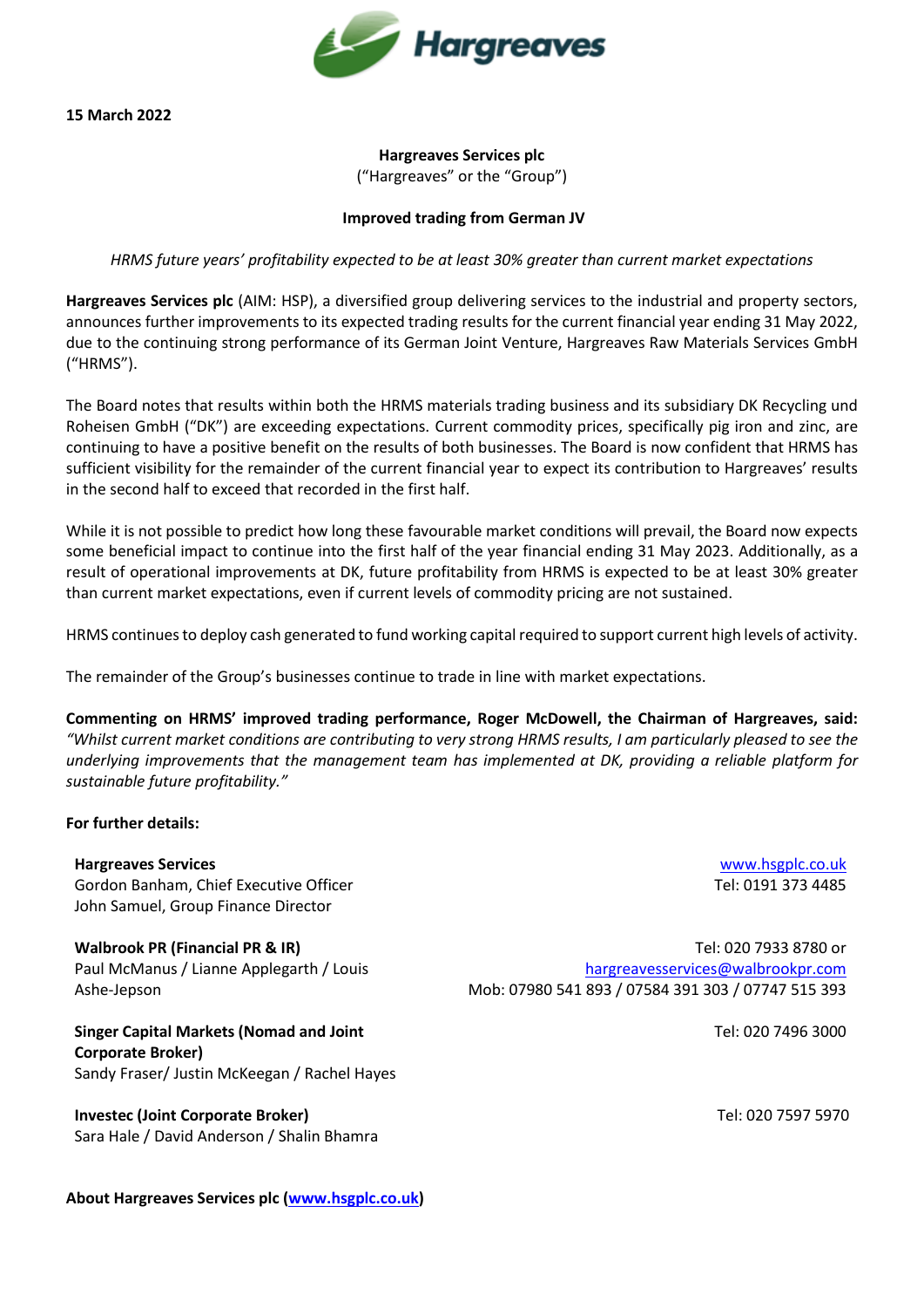Hargreaves

**15 March 2022**

**Hargreaves Services plc**
("Hargreaves" or the "Group")

**Improved trading from German JV**

*HRMS future years' profitability expected to be at least 30% greater than current market expectations*

**Hargreaves Services plc** (AIM: HSP), a diversified group delivering services to the industrial and property sectors, announces further improvements to its expected trading results for the current financial year ending 31 May 2022, due to the continuing strong performance of its German Joint Venture, Hargreaves Raw Materials Services GmbH ("HRMS").

The Board notes that results within both the HRMS materials trading business and its subsidiary DK Recycling und Roheisen GmbH ("DK") are exceeding expectations. Current commodity prices, specifically pig iron and zinc, are continuing to have a positive benefit on the results of both businesses. The Board is now confident that HRMS has sufficient visibility for the remainder of the current financial year to expect its contribution to Hargreaves' results in the second half to exceed that recorded in the first half.

While it is not possible to predict how long these favourable market conditions will prevail, the Board now expects some beneficial impact to continue into the first half of the year financial ending 31 May 2023. Additionally, as a result of operational improvements at DK, future profitability from HRMS is expected to be at least 30% greater than current market expectations, even if current levels of commodity pricing are not sustained.

HRMS continues to deploy cash generated to fund working capital required to support current high levels of activity.

The remainder of the Group's businesses continue to trade in line with market expectations.

**Commenting on HRMS' improved trading performance, Roger McDowell, the Chairman of Hargreaves, said:** *"Whilst current market conditions are contributing to very strong HRMS results, I am particularly pleased to see the underlying improvements that the management team has implemented at DK, providing a reliable platform for sustainable future profitability."*

**For further details:**

| | |
|---|---|
| **Hargreaves Services**<br>Gordon Banham, Chief Executive Officer<br>John Samuel, Group Finance Director | www.hsgplc.co.uk<br>Tel: 0191 373 4485 |
| **Walbrook PR (Financial PR & IR)**<br>Paul McManus / Lianne Applegarth / Louis Ashe-Jepson | Tel: 020 7933 8780 or<br>hargreavesservices@walbrookpr.com<br>Mob: 07980 541 893 / 07584 391 303 / 07747 515 393 |
| **Singer Capital Markets (Nomad and Joint Corporate Broker)**<br>Sandy Fraser/ Justin McKeegan / Rachel Hayes | Tel: 020 7496 3000 |
| **Investec (Joint Corporate Broker)**<br>Sara Hale / David Anderson / Shalin Bhamra | Tel: 020 7597 5970 |

**About Hargreaves Services plc (www.hsgplc.co.uk)**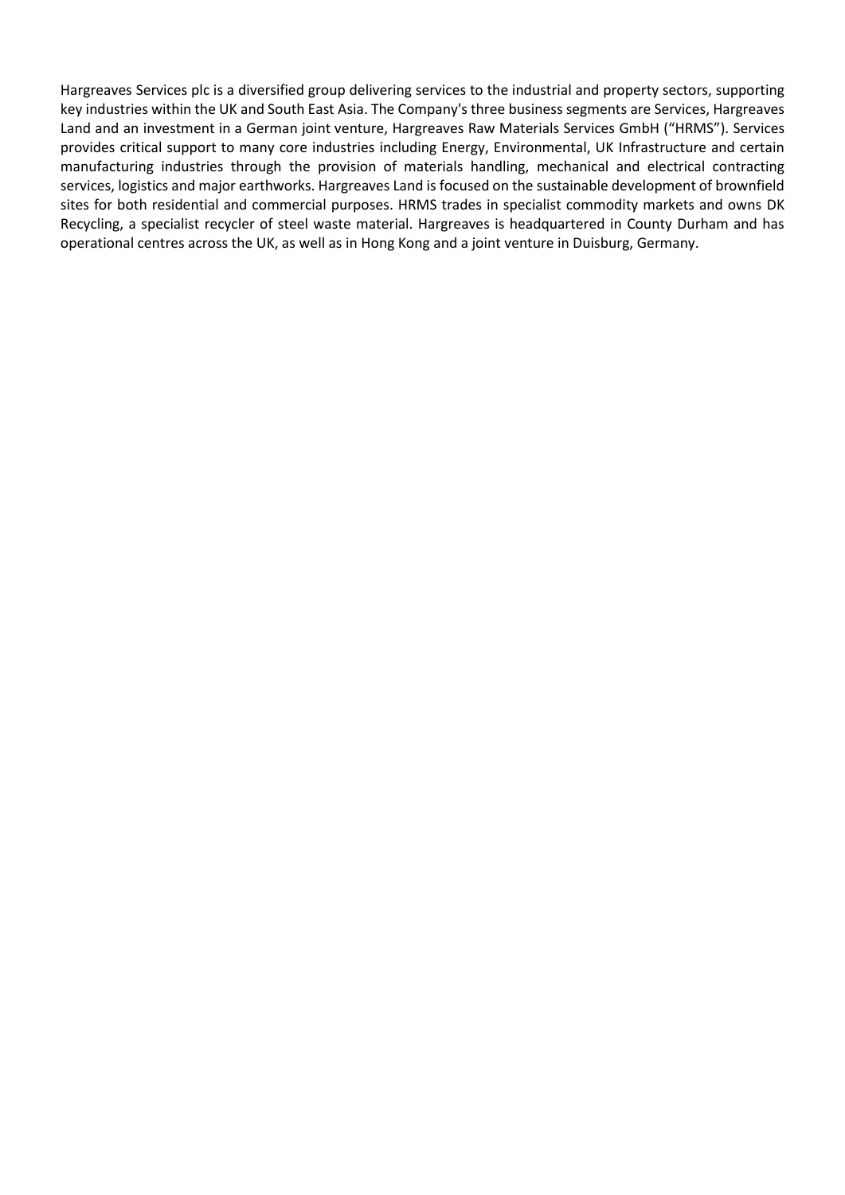Hargreaves Services plc is a diversified group delivering services to the industrial and property sectors, supporting key industries within the UK and South East Asia. The Company's three business segments are Services, Hargreaves Land and an investment in a German joint venture, Hargreaves Raw Materials Services GmbH ("HRMS"). Services provides critical support to many core industries including Energy, Environmental, UK Infrastructure and certain manufacturing industries through the provision of materials handling, mechanical and electrical contracting services, logistics and major earthworks. Hargreaves Land is focused on the sustainable development of brownfield sites for both residential and commercial purposes. HRMS trades in specialist commodity markets and owns DK Recycling, a specialist recycler of steel waste material. Hargreaves is headquartered in County Durham and has operational centres across the UK, as well as in Hong Kong and a joint venture in Duisburg, Germany.